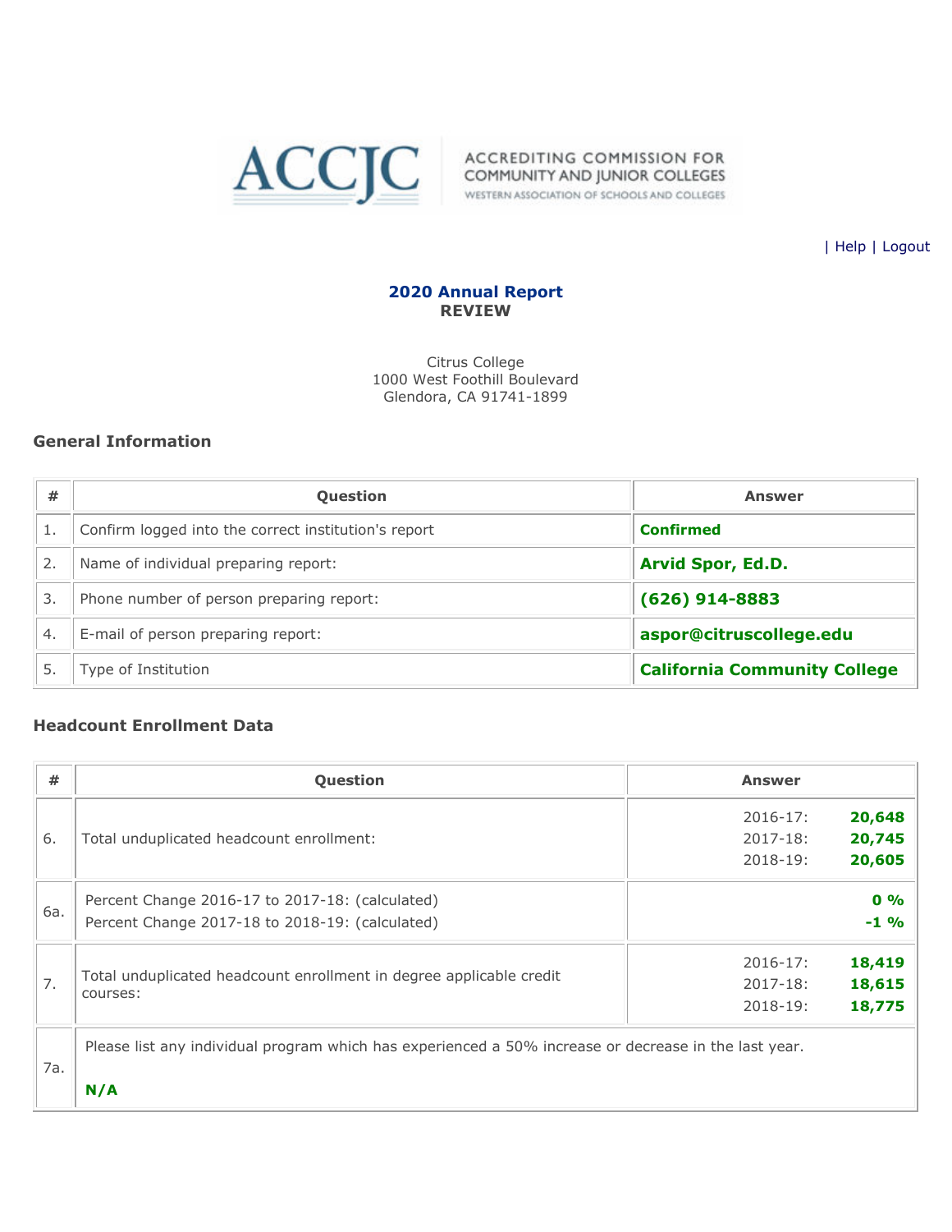ACCJC — ACCREDITING COMMISSION FOR COMMUNITY AND JUNIOR COLLEGES — WESTERN ASSOCIATION OF SCHOOLS AND COLLEGES

| Help | Logout

## 2020 Annual Report
**REVIEW**

Citrus College
1000 West Foothill Boulevard
Glendora, CA 91741-1899

### General Information

| # | Question | Answer |
|---|---|---|
| 1. | Confirm logged into the correct institution's report | **Confirmed** |
| 2. | Name of individual preparing report: | **Arvid Spor, Ed.D.** |
| 3. | Phone number of person preparing report: | **(626) 914-8883** |
| 4. | E-mail of person preparing report: | **aspor@citruscollege.edu** |
| 5. | Type of Institution | **California Community College** |

### Headcount Enrollment Data

| # | Question | Answer |
|---|---|---|
| 6. | Total unduplicated headcount enrollment: | 2016-17: **20,648**<br>2017-18: **20,745**<br>2018-19: **20,605** |
| 6a. | Percent Change 2016-17 to 2017-18: (calculated)<br>Percent Change 2017-18 to 2018-19: (calculated) | **0 %**<br>**-1 %** |
| 7. | Total unduplicated headcount enrollment in degree applicable credit courses: | 2016-17: **18,419**<br>2017-18: **18,615**<br>2018-19: **18,775** |
| 7a. | Please list any individual program which has experienced a 50% increase or decrease in the last year.<br><br>**N/A** | |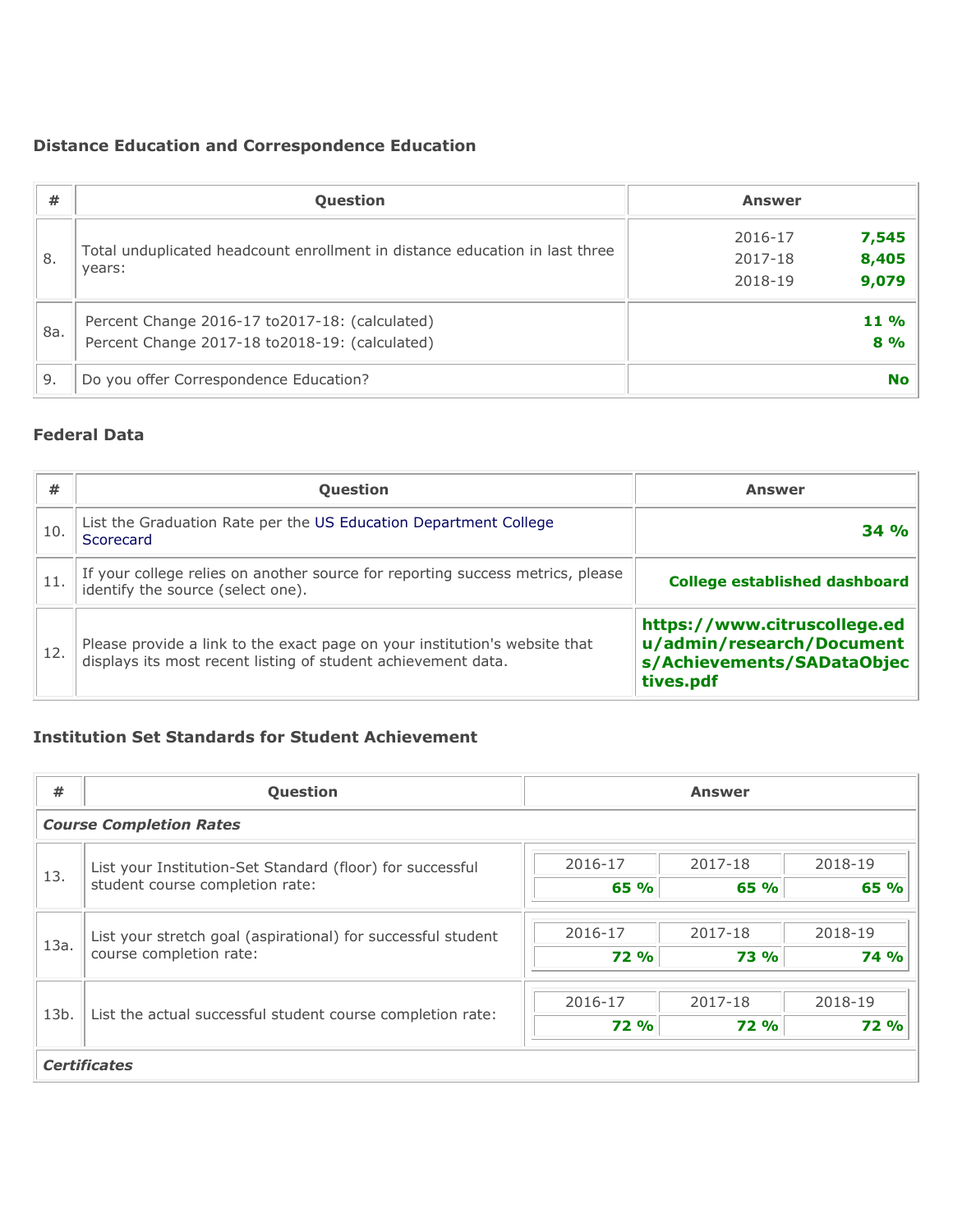### Distance Education and Correspondence Education

| # | Question | Answer |
|---|---|---|
| 8. | Total unduplicated headcount enrollment in distance education in last three years: | 2016-17 **7,545**<br>2017-18 **8,405**<br>2018-19 **9,079** |
| 8a. | Percent Change 2016-17 to2017-18: (calculated)<br>Percent Change 2017-18 to2018-19: (calculated) | **11 %**<br>**8 %** |
| 9. | Do you offer Correspondence Education? | **No** |

### Federal Data

| # | Question | Answer |
|---|---|---|
| 10. | List the Graduation Rate per the US Education Department College Scorecard | **34 %** |
| 11. | If your college relies on another source for reporting success metrics, please identify the source (select one). | **College established dashboard** |
| 12. | Please provide a link to the exact page on your institution's website that displays its most recent listing of student achievement data. | **https://www.citruscollege.edu/admin/research/Documents/Achievements/SADataObjectives.pdf** |

### Institution Set Standards for Student Achievement

| # | Question | 2016-17 | 2017-18 | 2018-19 |
|---|---|---|---|---|
| ***Course Completion Rates*** | | | | |
| 13. | List your Institution-Set Standard (floor) for successful student course completion rate: | **65 %** | **65 %** | **65 %** |
| 13a. | List your stretch goal (aspirational) for successful student course completion rate: | **72 %** | **73 %** | **74 %** |
| 13b. | List the actual successful student course completion rate: | **72 %** | **72 %** | **72 %** |
| ***Certificates*** | | | | |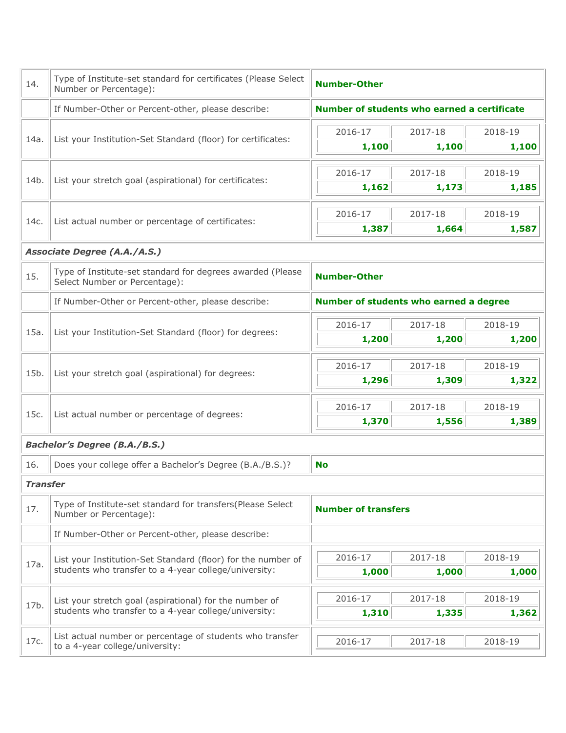| | | |
|---|---|---|
| 14. | Type of Institute-set standard for certificates (Please Select Number or Percentage): | **Number-Other** |
| | If Number-Other or Percent-other, please describe: | **Number of students who earned a certificate** |
| 14a. | List your Institution-Set Standard (floor) for certificates: | 2016-17: **1,100** / 2017-18: **1,100** / 2018-19: **1,100** |
| 14b. | List your stretch goal (aspirational) for certificates: | 2016-17: **1,162** / 2017-18: **1,173** / 2018-19: **1,185** |
| 14c. | List actual number or percentage of certificates: | 2016-17: **1,387** / 2017-18: **1,664** / 2018-19: **1,587** |
| ***Associate Degree (A.A./A.S.)*** | | |
| 15. | Type of Institute-set standard for degrees awarded (Please Select Number or Percentage): | **Number-Other** |
| | If Number-Other or Percent-other, please describe: | **Number of students who earned a degree** |
| 15a. | List your Institution-Set Standard (floor) for degrees: | 2016-17: **1,200** / 2017-18: **1,200** / 2018-19: **1,200** |
| 15b. | List your stretch goal (aspirational) for degrees: | 2016-17: **1,296** / 2017-18: **1,309** / 2018-19: **1,322** |
| 15c. | List actual number or percentage of degrees: | 2016-17: **1,370** / 2017-18: **1,556** / 2018-19: **1,389** |
| ***Bachelor's Degree (B.A./B.S.)*** | | |
| 16. | Does your college offer a Bachelor's Degree (B.A./B.S.)? | **No** |
| ***Transfer*** | | |
| 17. | Type of Institute-set standard for transfers(Please Select Number or Percentage): | **Number of transfers** |
| | If Number-Other or Percent-other, please describe: | |
| 17a. | List your Institution-Set Standard (floor) for the number of students who transfer to a 4-year college/university: | 2016-17: **1,000** / 2017-18: **1,000** / 2018-19: **1,000** |
| 17b. | List your stretch goal (aspirational) for the number of students who transfer to a 4-year college/university: | 2016-17: **1,310** / 2017-18: **1,335** / 2018-19: **1,362** |
| 17c. | List actual number or percentage of students who transfer to a 4-year college/university: | 2016-17 / 2017-18 / 2018-19 |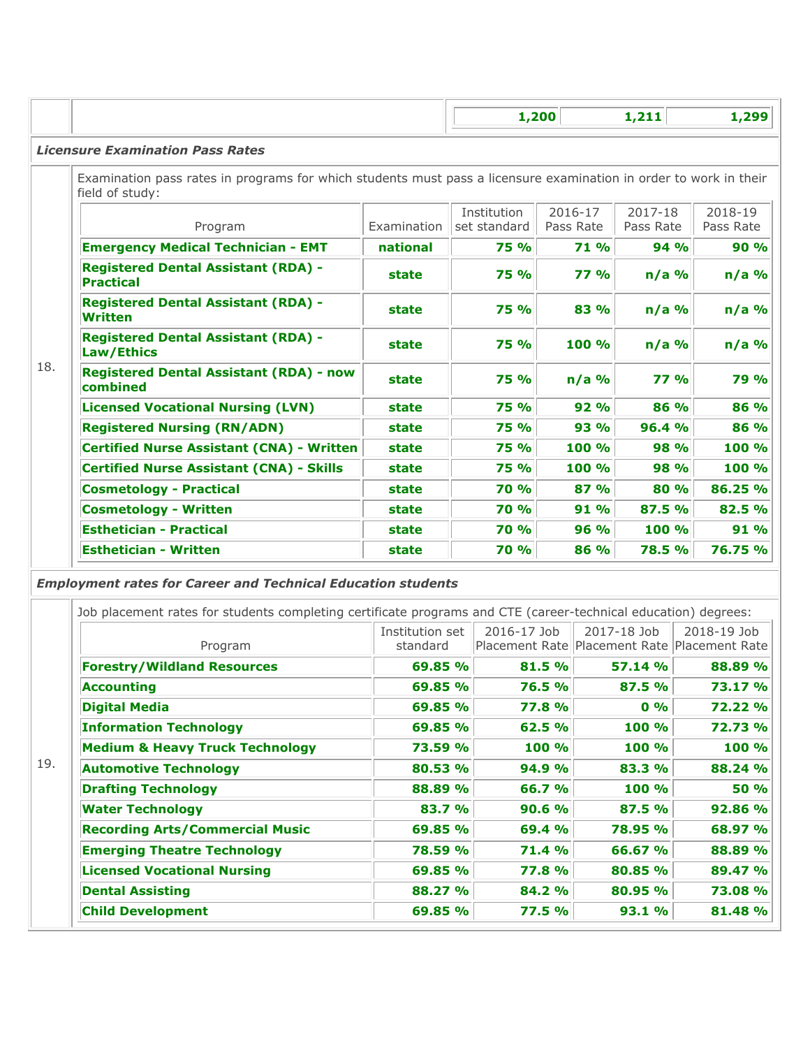| | | 1,200 | 1,211 | 1,299 |
|---|---|---|---|---|

***Licensure Examination Pass Rates***

18. Examination pass rates in programs for which students must pass a licensure examination in order to work in their field of study:

| Program | Examination | Institution set standard | 2016-17 Pass Rate | 2017-18 Pass Rate | 2018-19 Pass Rate |
|---|---|---|---|---|---|
| **Emergency Medical Technician - EMT** | **national** | **75 %** | **71 %** | **94 %** | **90 %** |
| **Registered Dental Assistant (RDA) - Practical** | **state** | **75 %** | **77 %** | **n/a %** | **n/a %** |
| **Registered Dental Assistant (RDA) - Written** | **state** | **75 %** | **83 %** | **n/a %** | **n/a %** |
| **Registered Dental Assistant (RDA) - Law/Ethics** | **state** | **75 %** | **100 %** | **n/a %** | **n/a %** |
| **Registered Dental Assistant (RDA) - now combined** | **state** | **75 %** | **n/a %** | **77 %** | **79 %** |
| **Licensed Vocational Nursing (LVN)** | **state** | **75 %** | **92 %** | **86 %** | **86 %** |
| **Registered Nursing (RN/ADN)** | **state** | **75 %** | **93 %** | **96.4 %** | **86 %** |
| **Certified Nurse Assistant (CNA) - Written** | **state** | **75 %** | **100 %** | **98 %** | **100 %** |
| **Certified Nurse Assistant (CNA) - Skills** | **state** | **75 %** | **100 %** | **98 %** | **100 %** |
| **Cosmetology - Practical** | **state** | **70 %** | **87 %** | **80 %** | **86.25 %** |
| **Cosmetology - Written** | **state** | **70 %** | **91 %** | **87.5 %** | **82.5 %** |
| **Esthetician - Practical** | **state** | **70 %** | **96 %** | **100 %** | **91 %** |
| **Esthetician - Written** | **state** | **70 %** | **86 %** | **78.5 %** | **76.75 %** |

***Employment rates for Career and Technical Education students***

19. Job placement rates for students completing certificate programs and CTE (career-technical education) degrees:

| Program | Institution set standard | 2016-17 Job Placement Rate | 2017-18 Job Placement Rate | 2018-19 Job Placement Rate |
|---|---|---|---|---|
| **Forestry/Wildland Resources** | **69.85 %** | **81.5 %** | **57.14 %** | **88.89 %** |
| **Accounting** | **69.85 %** | **76.5 %** | **87.5 %** | **73.17 %** |
| **Digital Media** | **69.85 %** | **77.8 %** | **0 %** | **72.22 %** |
| **Information Technology** | **69.85 %** | **62.5 %** | **100 %** | **72.73 %** |
| **Medium & Heavy Truck Technology** | **73.59 %** | **100 %** | **100 %** | **100 %** |
| **Automotive Technology** | **80.53 %** | **94.9 %** | **83.3 %** | **88.24 %** |
| **Drafting Technology** | **88.89 %** | **66.7 %** | **100 %** | **50 %** |
| **Water Technology** | **83.7 %** | **90.6 %** | **87.5 %** | **92.86 %** |
| **Recording Arts/Commercial Music** | **69.85 %** | **69.4 %** | **78.95 %** | **68.97 %** |
| **Emerging Theatre Technology** | **78.59 %** | **71.4 %** | **66.67 %** | **88.89 %** |
| **Licensed Vocational Nursing** | **69.85 %** | **77.8 %** | **80.85 %** | **89.47 %** |
| **Dental Assisting** | **88.27 %** | **84.2 %** | **80.95 %** | **73.08 %** |
| **Child Development** | **69.85 %** | **77.5 %** | **93.1 %** | **81.48 %** |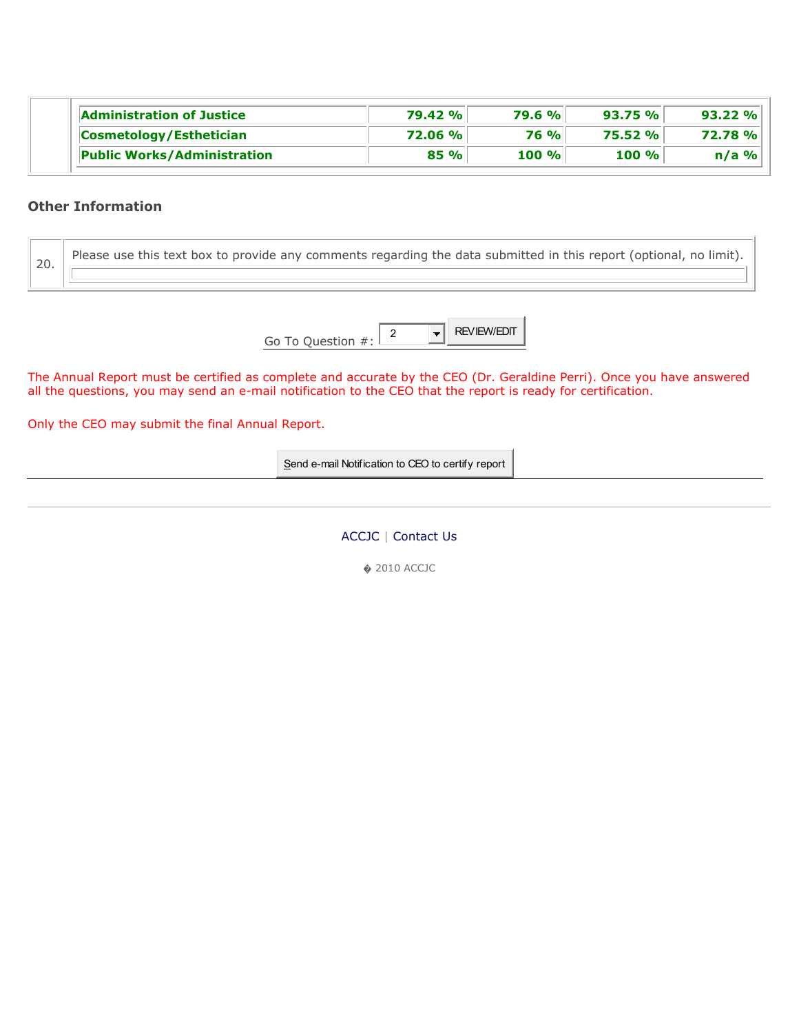| | | | | |
|---|---|---|---|---|
| **Administration of Justice** | **79.42 %** | **79.6 %** | **93.75 %** | **93.22 %** |
| **Cosmetology/Esthetician** | **72.06 %** | **76 %** | **75.52 %** | **72.78 %** |
| **Public Works/Administration** | **85 %** | **100 %** | **100 %** | **n/a %** |

### Other Information

| | |
|---|---|
| 20. | Please use this text box to provide any comments regarding the data submitted in this report (optional, no limit). |

Go To Question #: 2 REVIEW/EDIT

The Annual Report must be certified as complete and accurate by the CEO (Dr. Geraldine Perri). Once you have answered all the questions, you may send an e-mail notification to the CEO that the report is ready for certification.

Only the CEO may submit the final Annual Report.

Send e-mail Notification to CEO to certify report

ACCJC | Contact Us

� 2010 ACCJC